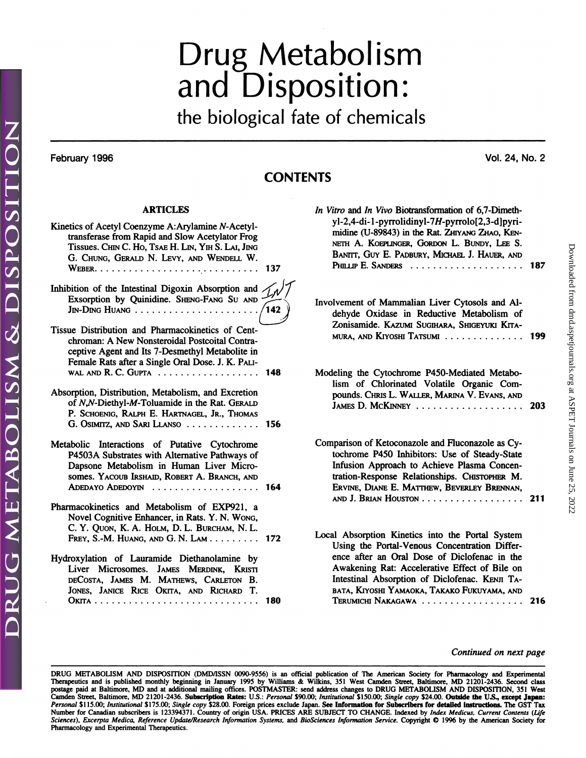# Drug Metabolism and Disposition:

## the biological fate of chemicals

February 1996 Vol. 24, No. 2

## CONTENTS

### ARTICLES

Kinetics of Acetyl Coenzyme A:Arylamine *N*-Acetyltransferase from Rapid and Slow Acetylator Frog Tissues. Chin C. Ho, Tsae H. Lin, Yih S. Lai, Jing G. Chung, Gerald N. Levy, and Wendell W. Weber. . . . . . . . . . . . . . . . 137

Inhibition of the Intestinal Digoxin Absorption and Exsorption by Quinidine. Sheng-Fang Su and Jin-Ding Huang . . . . . . . . . . . . . . . . 142

Tissue Distribution and Pharmacokinetics of Centchroman: A New Nonsteroidal Postcoital Contraceptive Agent and Its 7-Desmethyl Metabolite in Female Rats after a Single Oral Dose. J. K. Paliwal and R. C. Gupta . . . . . . . . . . . . . . . . 148

Absorption, Distribution, Metabolism, and Excretion of *N,N*-Diethyl-*M*-Toluamide in the Rat. Gerald P. Schoenig, Ralph E. Hartnagel, Jr., Thomas G. Osimitz, and Sari Llanso . . . . . . . . . . . . . . . . 156

Metabolic Interactions of Putative Cytochrome P4503A Substrates with Alternative Pathways of Dapsone Metabolism in Human Liver Microsomes. Yacoub Irshaid, Robert A. Branch, and Adedayo Adedoyin . . . . . . . . . . . . . . . . 164

Pharmacokinetics and Metabolism of EXP921, a Novel Cognitive Enhancer, in Rats. Y. N. Wong, C. Y. Quon, K. A. Holm, D. L. Burcham, N. L. Frey, S.-M. Huang, and G. N. Lam . . . . . . . . . 172

Hydroxylation of Lauramide Diethanolamine by Liver Microsomes. James Merdink, Kristi deCosta, James M. Mathews, Carleton B. Jones, Janice Rice Okita, and Richard T. Okita . . . . . . . . . . . . . . . . 180

*In Vitro* and *In Vivo* Biotransformation of 6,7-Dimethyl-2,4-di-1-pyrrolidinyl-7*H*-pyrrolo[2,3-d]pyrimidine (U-89843) in the Rat. Zhiyang Zhao, Kenneth A. Koeplinger, Gordon L. Bundy, Lee S. Banitt, Guy E. Padbury, Michael J. Hauer, and Phillip E. Sanders . . . . . . . . . . . . . . . . 187

Involvement of Mammalian Liver Cytosols and Aldehyde Oxidase in Reductive Metabolism of Zonisamide. Kazumi Sugihara, Shigeyuki Kitamura, and Kiyoshi Tatsumi . . . . . . . . . . . . . . . . 199

Modeling the Cytochrome P450-Mediated Metabolism of Chlorinated Volatile Organic Compounds. Chris L. Waller, Marina V. Evans, and James D. McKinney . . . . . . . . . . . . . . . . 203

Comparison of Ketoconazole and Fluconazole as Cytochrome P450 Inhibitors: Use of Steady-State Infusion Approach to Achieve Plasma Concentration-Response Relationships. Christopher M. Ervine, Diane E. Matthew, Beverley Brennan, and J. Brian Houston . . . . . . . . . . . . . . . . 211

Local Absorption Kinetics into the Portal System Using the Portal-Venous Concentration Difference after an Oral Dose of Diclofenac in the Awakening Rat: Accelerative Effect of Bile on Intestinal Absorption of Diclofenac. Kenji Tabata, Kiyoshi Yamaoka, Takako Fukuyama, and Terumichi Nakagawa . . . . . . . . . . . . . . . . 216

*Continued on next page*

DRUG METABOLISM AND DISPOSITION (DMD/ISSN 0090-9556) is an official publication of The American Society for Pharmacology and Experimental Therapeutics and is published monthly beginning in January 1995 by Williams & Wilkins, 351 West Camden Street, Baltimore, MD 21201-2436. Second class postage paid at Baltimore, MD and at additional mailing offices. POSTMASTER: send address changes to DRUG METABOLISM AND DISPOSITION, 351 West Camden Street, Baltimore, MD 21201-2436. **Subscription Rates:** U.S.: *Personal* $90.00; *Institutional* $150.00; *Single copy* $24.00. **Outside the U.S., except Japan:** *Personal* $115.00; *Institutional* $175.00; *Single copy* $28.00. Foreign prices exclude Japan. **See Information for Subscribers for detailed instructions.** The GST Tax Number for Canadian subscribers is 123394371. Country of origin USA. PRICES ARE SUBJECT TO CHANGE. Indexed by *Index Medicus, Current Contents (Life Sciences), Excerpta Medica, Reference Update/Research Information Systems,* and *BioSciences Information Service.* Copyright © 1996 by the American Society for Pharmacology and Experimental Therapeutics.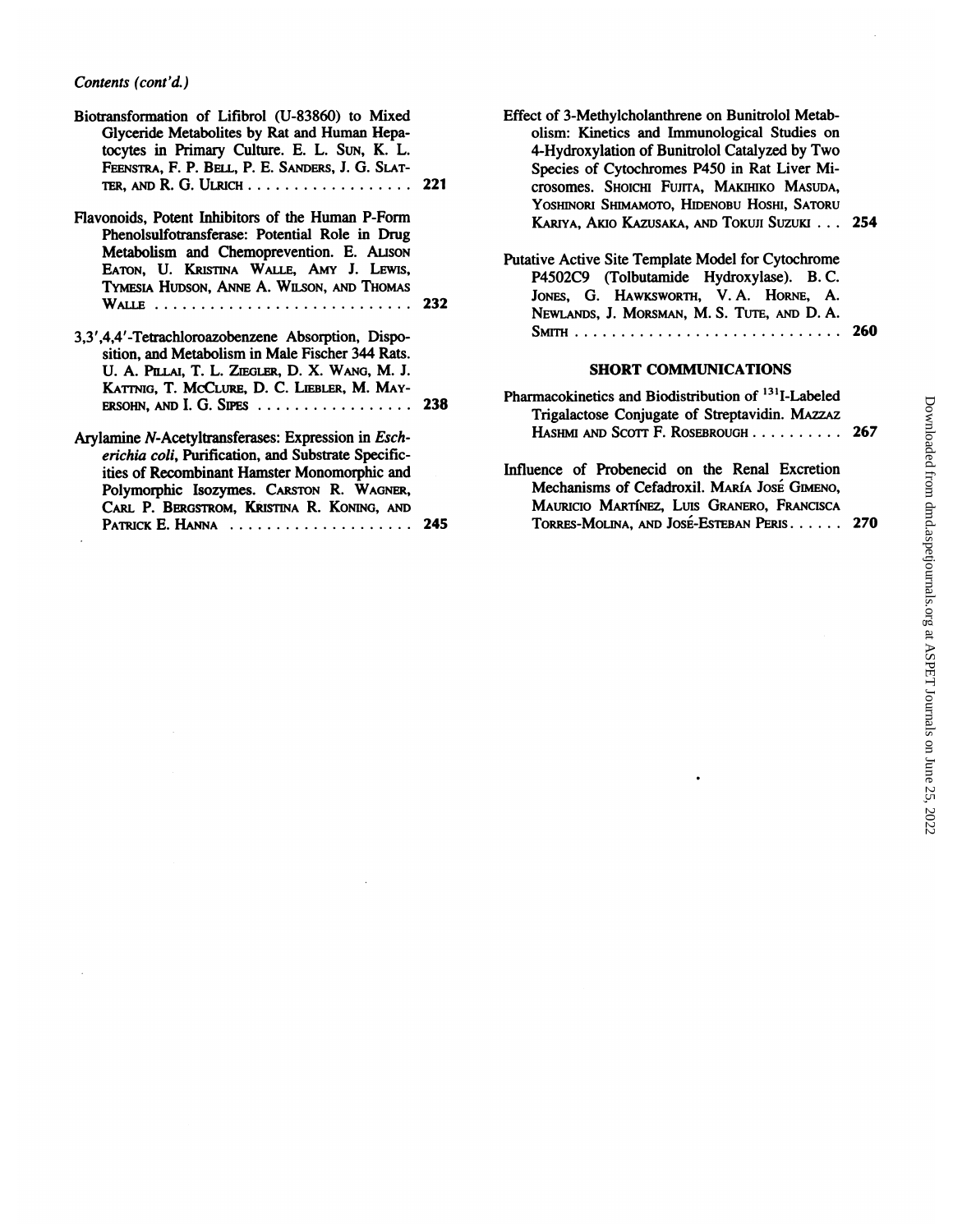*Contents (cont'd.)*

Biotransformation of Lifibrol (U-83860) to Mixed Glyceride Metabolites by Rat and Human Hepatocytes in Primary Culture. E. L. SUN, K. L. FEENSTRA, F. P. BELL, P. E. SANDERS, J. G. SLATTER, AND R. G. ULRICH . . . . . . . . . . . . . . . . . . **221**

Flavonoids, Potent Inhibitors of the Human P-Form Phenolsulfotransferase: Potential Role in Drug Metabolism and Chemoprevention. E. ALISON EATON, U. KRISTINA WALLE, AMY J. LEWIS, TYMESIA HUDSON, ANNE A. WILSON, AND THOMAS WALLE . . . . . . . . . . . . . . . . . . . . . . . . . . . **232**

3,3',4,4'-Tetrachloroazobenzene Absorption, Disposition, and Metabolism in Male Fischer 344 Rats. U. A. PILLAI, T. L. ZIEGLER, D. X. WANG, M. J. KATTNIG, T. MCCLURE, D. C. LIEBLER, M. MAYERSOHN, AND I. G. SIPES . . . . . . . . . . . . . . . . . **238**

Arylamine *N*-Acetyltransferases: Expression in *Escherichia coli*, Purification, and Substrate Specificities of Recombinant Hamster Monomorphic and Polymorphic Isozymes. CARSTON R. WAGNER, CARL P. BERGSTROM, KRISTINA R. KONING, AND PATRICK E. HANNA . . . . . . . . . . . . . . . . . . . . **245**

Effect of 3-Methylcholanthrene on Bunitrolol Metabolism: Kinetics and Immunological Studies on 4-Hydroxylation of Bunitrolol Catalyzed by Two Species of Cytochromes P450 in Rat Liver Microsomes. SHOICHI FUJITA, MAKIHIKO MASUDA, YOSHINORI SHIMAMOTO, HIDENOBU HOSHI, SATORU KARIYA, AKIO KAZUSAKA, AND TOKUJI SUZUKI . . . **254**

Putative Active Site Template Model for Cytochrome P4502C9 (Tolbutamide Hydroxylase). B. C. JONES, G. HAWKSWORTH, V. A. HORNE, A. NEWLANDS, J. MORSMAN, M. S. TUTE, AND D. A. SMITH . . . . . . . . . . . . . . . . . . . . . . . . . . . . . **260**

## SHORT COMMUNICATIONS

Pharmacokinetics and Biodistribution of $^{131}$I-Labeled Trigalactose Conjugate of Streptavidin. MAZZAZ HASHMI AND SCOTT F. ROSEBROUGH . . . . . . . . . . **267**

Influence of Probenecid on the Renal Excretion Mechanisms of Cefadroxil. MARÍA JOSÉ GIMENO, MAURICIO MARTÍNEZ, LUIS GRANERO, FRANCISCA TORRES-MOLINA, AND JOSÉ-ESTEBAN PERIS . . . . . . **270**